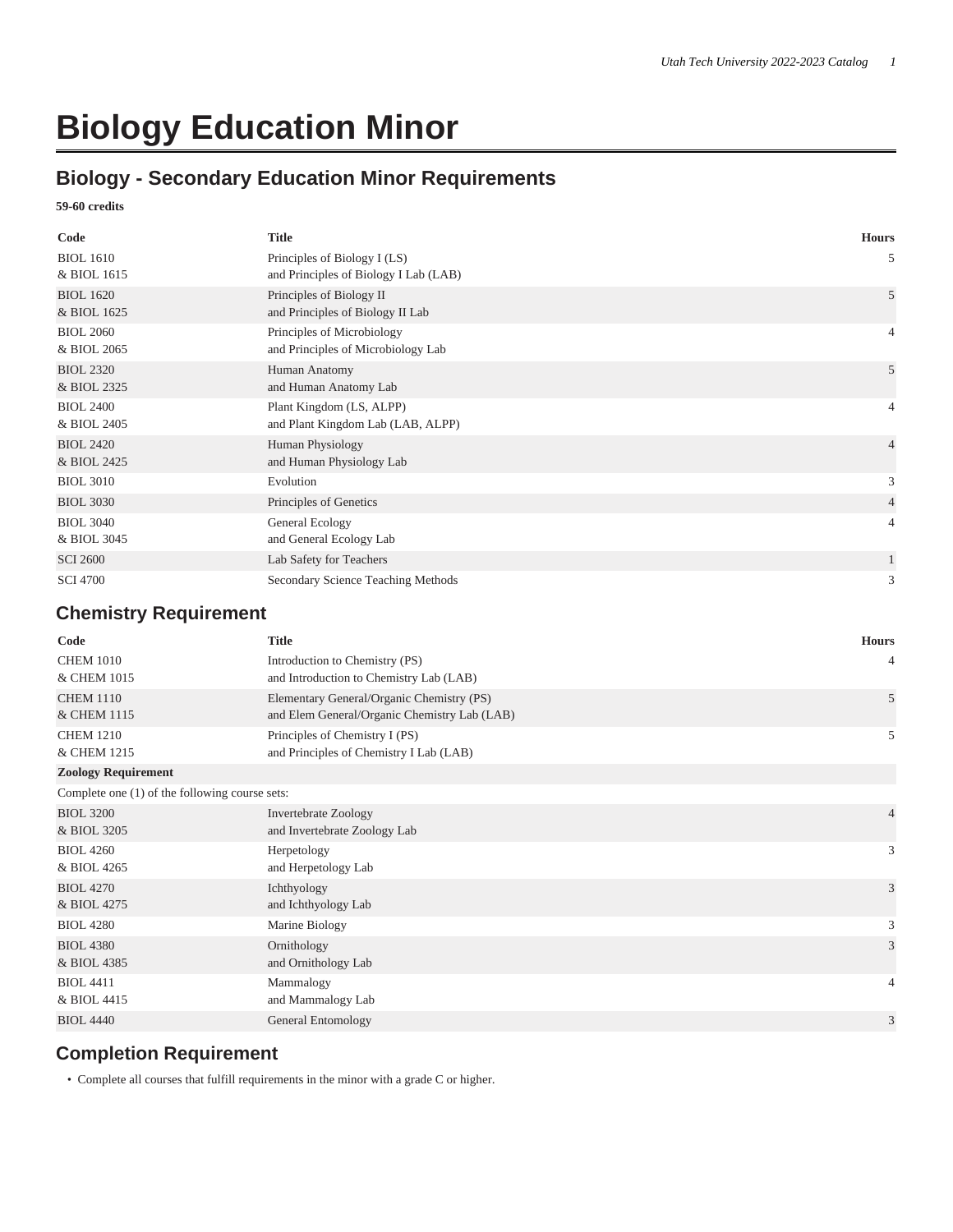# Biology Education Minor

## Biology - Secondary Education Minor Requirements

**59-60 credits**

| Code | Title | Hours |
| --- | --- | --- |
| BIOL 1610<br>& BIOL 1615 | Principles of Biology I (LS)<br>and Principles of Biology I Lab (LAB) | 5 |
| BIOL 1620<br>& BIOL 1625 | Principles of Biology II<br>and Principles of Biology II Lab | 5 |
| BIOL 2060<br>& BIOL 2065 | Principles of Microbiology<br>and Principles of Microbiology Lab | 4 |
| BIOL 2320<br>& BIOL 2325 | Human Anatomy<br>and Human Anatomy Lab | 5 |
| BIOL 2400<br>& BIOL 2405 | Plant Kingdom (LS, ALPP)<br>and Plant Kingdom Lab (LAB, ALPP) | 4 |
| BIOL 2420<br>& BIOL 2425 | Human Physiology<br>and Human Physiology Lab | 4 |
| BIOL 3010 | Evolution | 3 |
| BIOL 3030 | Principles of Genetics | 4 |
| BIOL 3040<br>& BIOL 3045 | General Ecology<br>and General Ecology Lab | 4 |
| SCI 2600 | Lab Safety for Teachers | 1 |
| SCI 4700 | Secondary Science Teaching Methods | 3 |

## Chemistry Requirement

| Code | Title | Hours |
| --- | --- | --- |
| CHEM 1010<br>& CHEM 1015 | Introduction to Chemistry (PS)<br>and Introduction to Chemistry Lab (LAB) | 4 |
| CHEM 1110<br>& CHEM 1115 | Elementary General/Organic Chemistry (PS)<br>and Elem General/Organic Chemistry Lab (LAB) | 5 |
| CHEM 1210<br>& CHEM 1215 | Principles of Chemistry I (PS)<br>and Principles of Chemistry I Lab (LAB) | 5 |
| **Zoology Requirement** | | |
| Complete one (1) of the following course sets: | | |
| BIOL 3200<br>& BIOL 3205 | Invertebrate Zoology<br>and Invertebrate Zoology Lab | 4 |
| BIOL 4260<br>& BIOL 4265 | Herpetology<br>and Herpetology Lab | 3 |
| BIOL 4270<br>& BIOL 4275 | Ichthyology<br>and Ichthyology Lab | 3 |
| BIOL 4280 | Marine Biology | 3 |
| BIOL 4380<br>& BIOL 4385 | Ornithology<br>and Ornithology Lab | 3 |
| BIOL 4411<br>& BIOL 4415 | Mammalogy<br>and Mammalogy Lab | 4 |
| BIOL 4440 | General Entomology | 3 |

## Completion Requirement

- Complete all courses that fulfill requirements in the minor with a grade C or higher.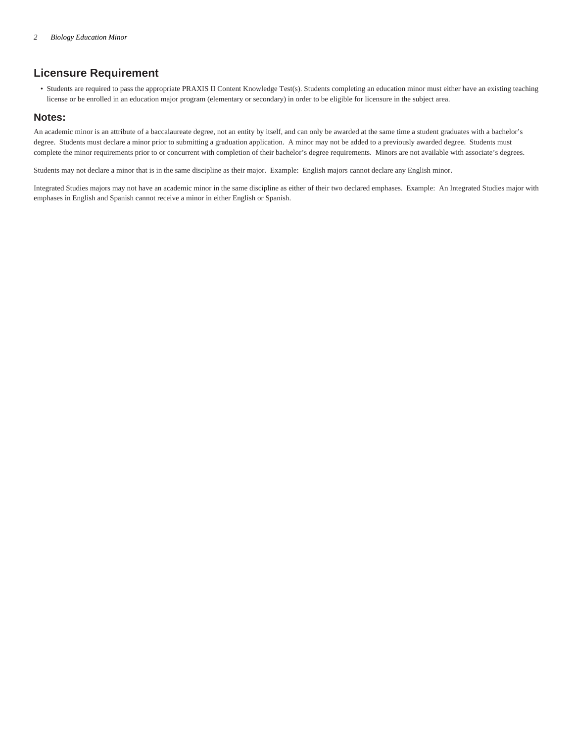## Licensure Requirement

- Students are required to pass the appropriate PRAXIS II Content Knowledge Test(s). Students completing an education minor must either have an existing teaching license or be enrolled in an education major program (elementary or secondary) in order to be eligible for licensure in the subject area.

## Notes:

An academic minor is an attribute of a baccalaureate degree, not an entity by itself, and can only be awarded at the same time a student graduates with a bachelor's degree. Students must declare a minor prior to submitting a graduation application. A minor may not be added to a previously awarded degree. Students must complete the minor requirements prior to or concurrent with completion of their bachelor's degree requirements. Minors are not available with associate's degrees.

Students may not declare a minor that is in the same discipline as their major. Example: English majors cannot declare any English minor.

Integrated Studies majors may not have an academic minor in the same discipline as either of their two declared emphases. Example: An Integrated Studies major with emphases in English and Spanish cannot receive a minor in either English or Spanish.